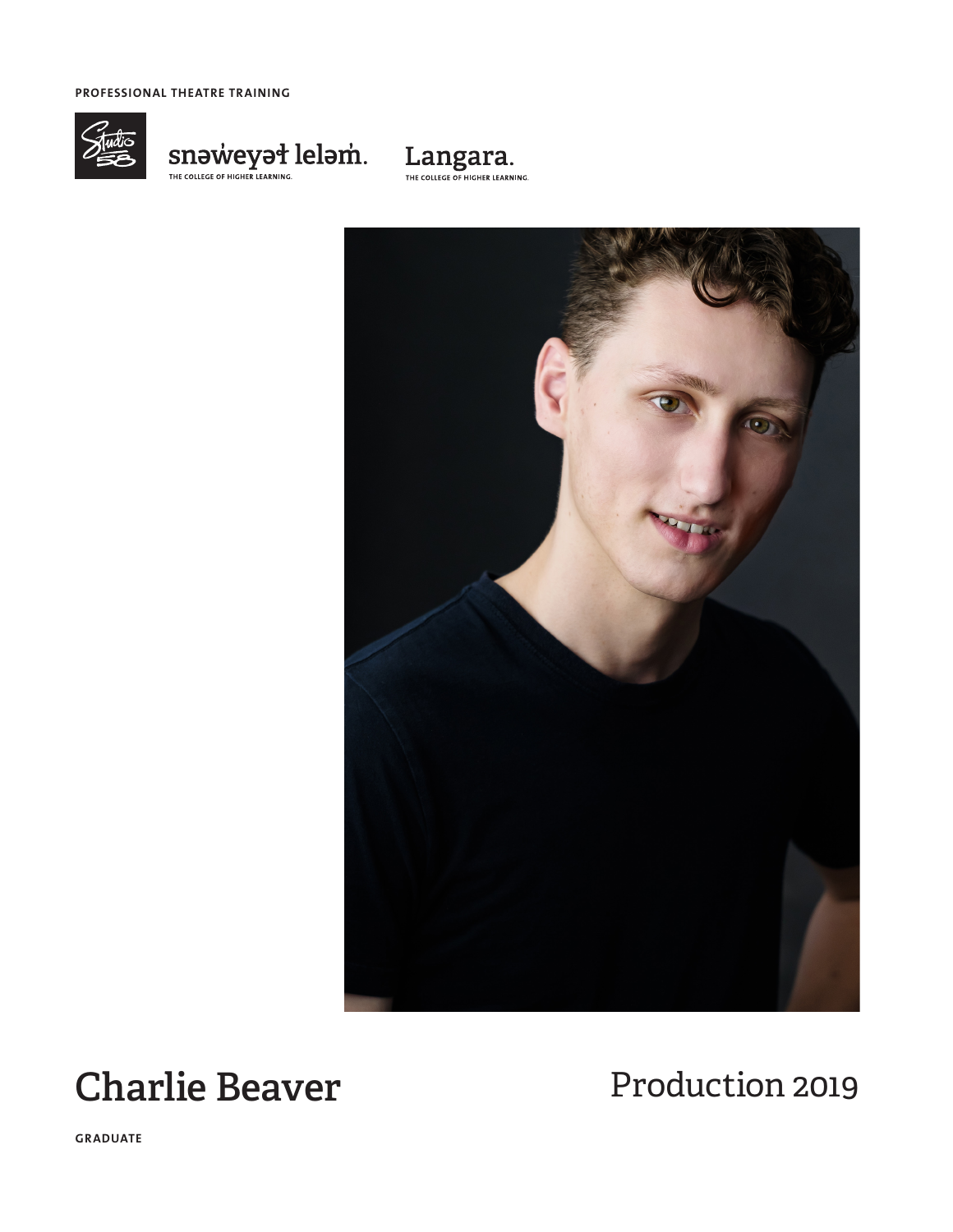**PROFESSIONAL THEATRE TRAINING**

Studio 58

snəw̓eyəɬ leləm̓.
THE COLLEGE OF HIGHER LEARNING.

Langara.
THE COLLEGE OF HIGHER LEARNING.

# Charlie Beaver

Production 2019

**GRADUATE**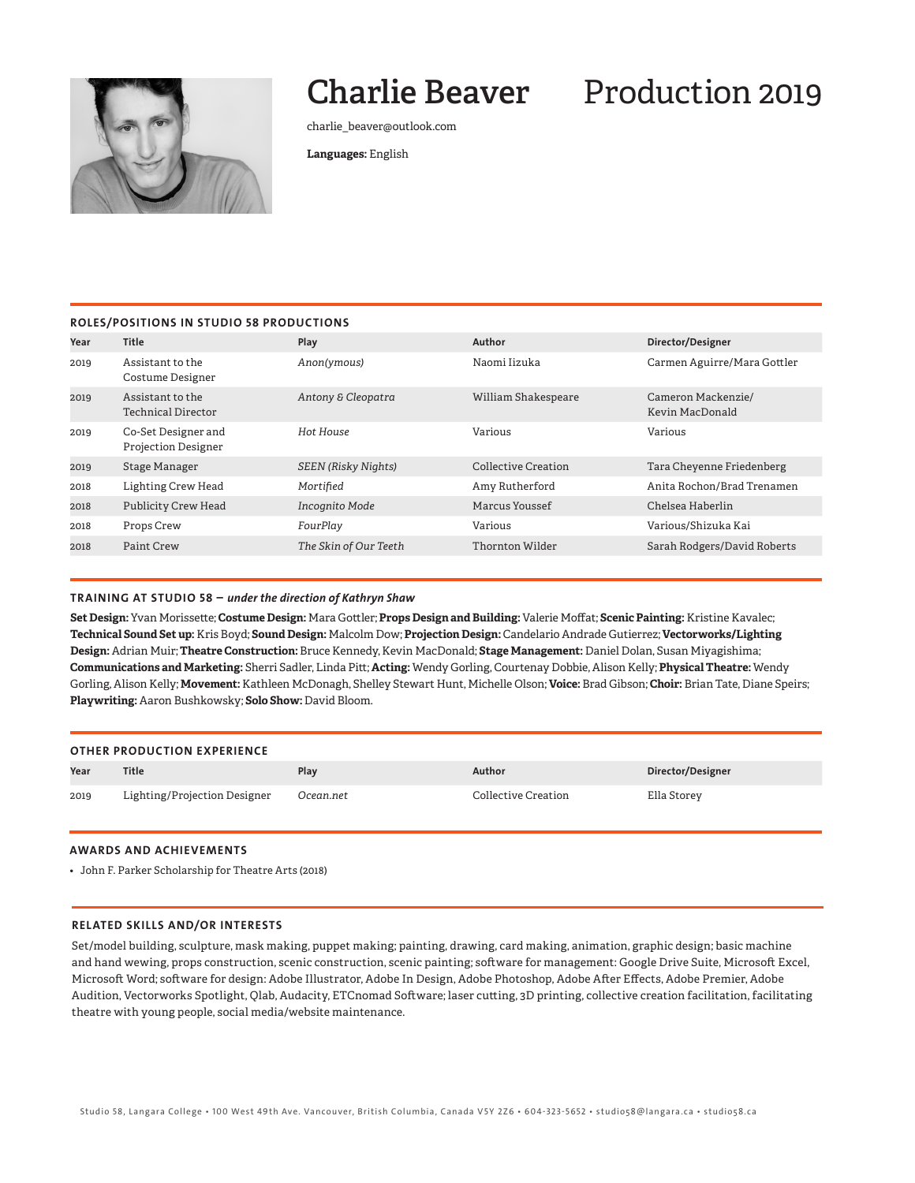# Charlie Beaver Production 2019

charlie_beaver@outlook.com

**Languages:** English

## ROLES/POSITIONS IN STUDIO 58 PRODUCTIONS

| Year | Title | Play | Author | Director/Designer |
|---|---|---|---|---|
| 2019 | Assistant to the Costume Designer | *Anon(ymous)* | Naomi Iizuka | Carmen Aguirre/Mara Gottler |
| 2019 | Assistant to the Technical Director | *Antony & Cleopatra* | William Shakespeare | Cameron Mackenzie/ Kevin MacDonald |
| 2019 | Co-Set Designer and Projection Designer | *Hot House* | Various | Various |
| 2019 | Stage Manager | *SEEN (Risky Nights)* | Collective Creation | Tara Cheyenne Friedenberg |
| 2018 | Lighting Crew Head | *Mortified* | Amy Rutherford | Anita Rochon/Brad Trenamen |
| 2018 | Publicity Crew Head | *Incognito Mode* | Marcus Youssef | Chelsea Haberlin |
| 2018 | Props Crew | *FourPlay* | Various | Various/Shizuka Kai |
| 2018 | Paint Crew | *The Skin of Our Teeth* | Thornton Wilder | Sarah Rodgers/David Roberts |

## TRAINING AT STUDIO 58 – *under the direction of Kathryn Shaw*

**Set Design:** Yvan Morissette; **Costume Design:** Mara Gottler; **Props Design and Building:** Valerie Moffat; **Scenic Painting:** Kristine Kavalec; **Technical Sound Set up:** Kris Boyd; **Sound Design:** Malcolm Dow; **Projection Design:** Candelario Andrade Gutierrez; **Vectorworks/Lighting Design:** Adrian Muir; **Theatre Construction:** Bruce Kennedy, Kevin MacDonald; **Stage Management:** Daniel Dolan, Susan Miyagishima; **Communications and Marketing:** Sherri Sadler, Linda Pitt; **Acting:** Wendy Gorling, Courtenay Dobbie, Alison Kelly; **Physical Theatre:** Wendy Gorling, Alison Kelly; **Movement:** Kathleen McDonagh, Shelley Stewart Hunt, Michelle Olson; **Voice:** Brad Gibson; **Choir:** Brian Tate, Diane Speirs; **Playwriting:** Aaron Bushkowsky; **Solo Show:** David Bloom.

## OTHER PRODUCTION EXPERIENCE

| Year | Title | Play | Author | Director/Designer |
|---|---|---|---|---|
| 2019 | Lighting/Projection Designer | *Ocean.net* | Collective Creation | Ella Storey |

## AWARDS AND ACHIEVEMENTS

- John F. Parker Scholarship for Theatre Arts (2018)

## RELATED SKILLS AND/OR INTERESTS

Set/model building, sculpture, mask making, puppet making; painting, drawing, card making, animation, graphic design; basic machine and hand wewing, props construction, scenic construction, scenic painting; software for management: Google Drive Suite, Microsoft Excel, Microsoft Word; software for design: Adobe Illustrator, Adobe In Design, Adobe Photoshop, Adobe After Effects, Adobe Premier, Adobe Audition, Vectorworks Spotlight, Qlab, Audacity, ETCnomad Software; laser cutting, 3D printing, collective creation facilitation, facilitating theatre with young people, social media/website maintenance.

Studio 58, Langara College • 100 West 49th Ave. Vancouver, British Columbia, Canada V5Y 2Z6 • 604-323-5652 • studio58@langara.ca • studio58.ca